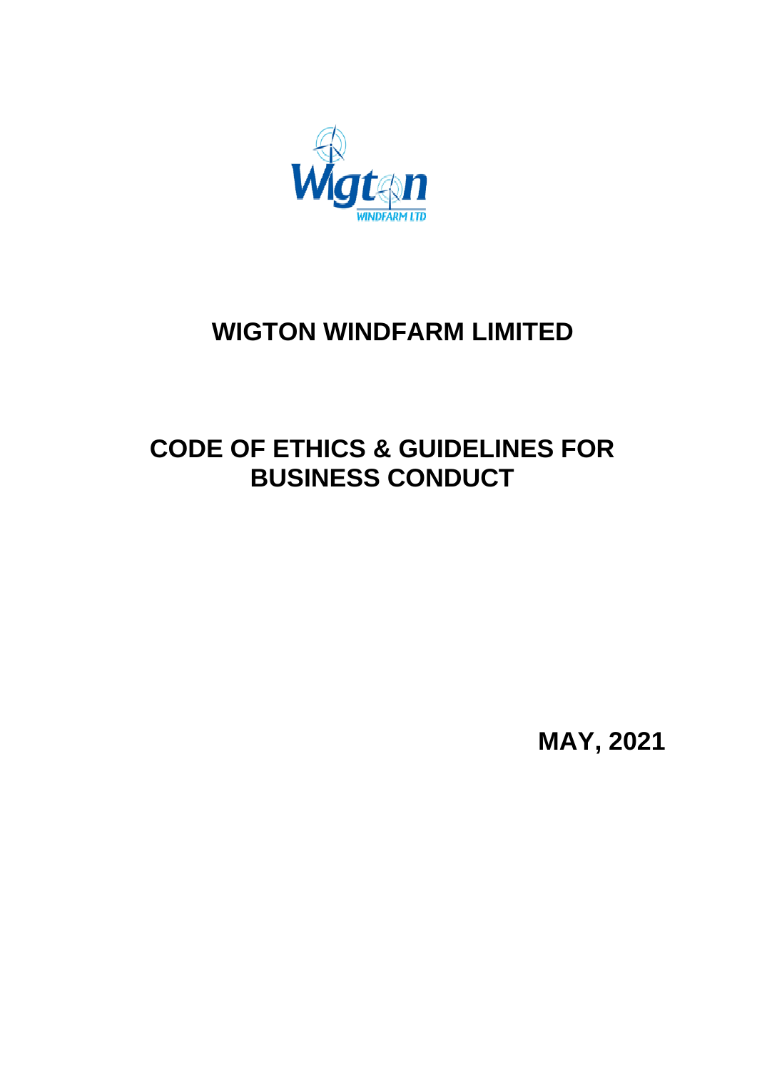# WIGTON WINDFARM LIMITED

# CODE OF ETHICS & GUIDELINES FOR BUSINESS CONDUCT

**MAY, 2021**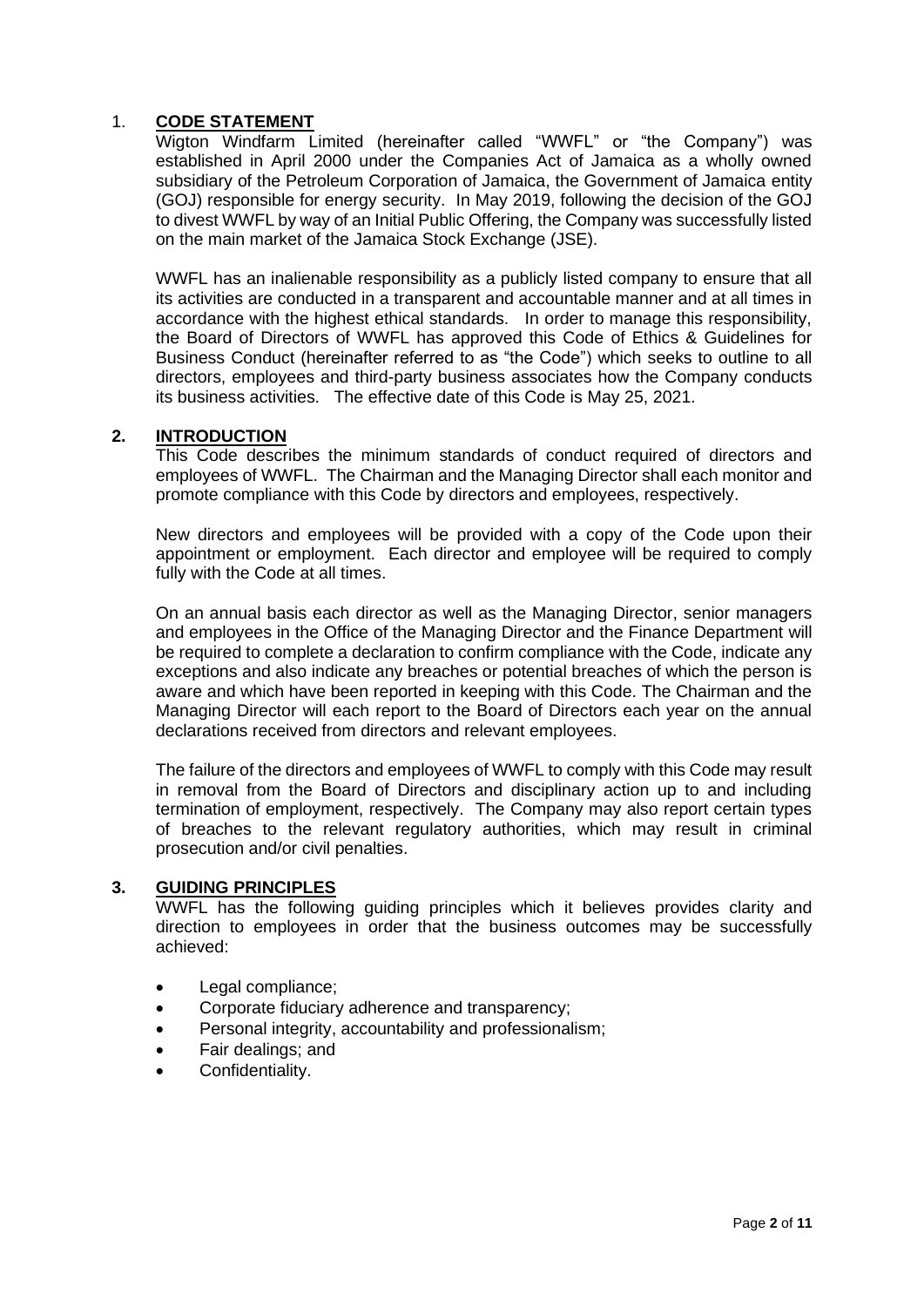## 1. CODE STATEMENT

Wigton Windfarm Limited (hereinafter called "WWFL" or "the Company") was established in April 2000 under the Companies Act of Jamaica as a wholly owned subsidiary of the Petroleum Corporation of Jamaica, the Government of Jamaica entity (GOJ) responsible for energy security. In May 2019, following the decision of the GOJ to divest WWFL by way of an Initial Public Offering, the Company was successfully listed on the main market of the Jamaica Stock Exchange (JSE).

WWFL has an inalienable responsibility as a publicly listed company to ensure that all its activities are conducted in a transparent and accountable manner and at all times in accordance with the highest ethical standards. In order to manage this responsibility, the Board of Directors of WWFL has approved this Code of Ethics & Guidelines for Business Conduct (hereinafter referred to as "the Code") which seeks to outline to all directors, employees and third-party business associates how the Company conducts its business activities. The effective date of this Code is May 25, 2021.

## 2. INTRODUCTION

This Code describes the minimum standards of conduct required of directors and employees of WWFL. The Chairman and the Managing Director shall each monitor and promote compliance with this Code by directors and employees, respectively.

New directors and employees will be provided with a copy of the Code upon their appointment or employment. Each director and employee will be required to comply fully with the Code at all times.

On an annual basis each director as well as the Managing Director, senior managers and employees in the Office of the Managing Director and the Finance Department will be required to complete a declaration to confirm compliance with the Code, indicate any exceptions and also indicate any breaches or potential breaches of which the person is aware and which have been reported in keeping with this Code. The Chairman and the Managing Director will each report to the Board of Directors each year on the annual declarations received from directors and relevant employees.

The failure of the directors and employees of WWFL to comply with this Code may result in removal from the Board of Directors and disciplinary action up to and including termination of employment, respectively. The Company may also report certain types of breaches to the relevant regulatory authorities, which may result in criminal prosecution and/or civil penalties.

## 3. GUIDING PRINCIPLES

WWFL has the following guiding principles which it believes provides clarity and direction to employees in order that the business outcomes may be successfully achieved:

- Legal compliance;
- Corporate fiduciary adherence and transparency;
- Personal integrity, accountability and professionalism;
- Fair dealings; and
- Confidentiality.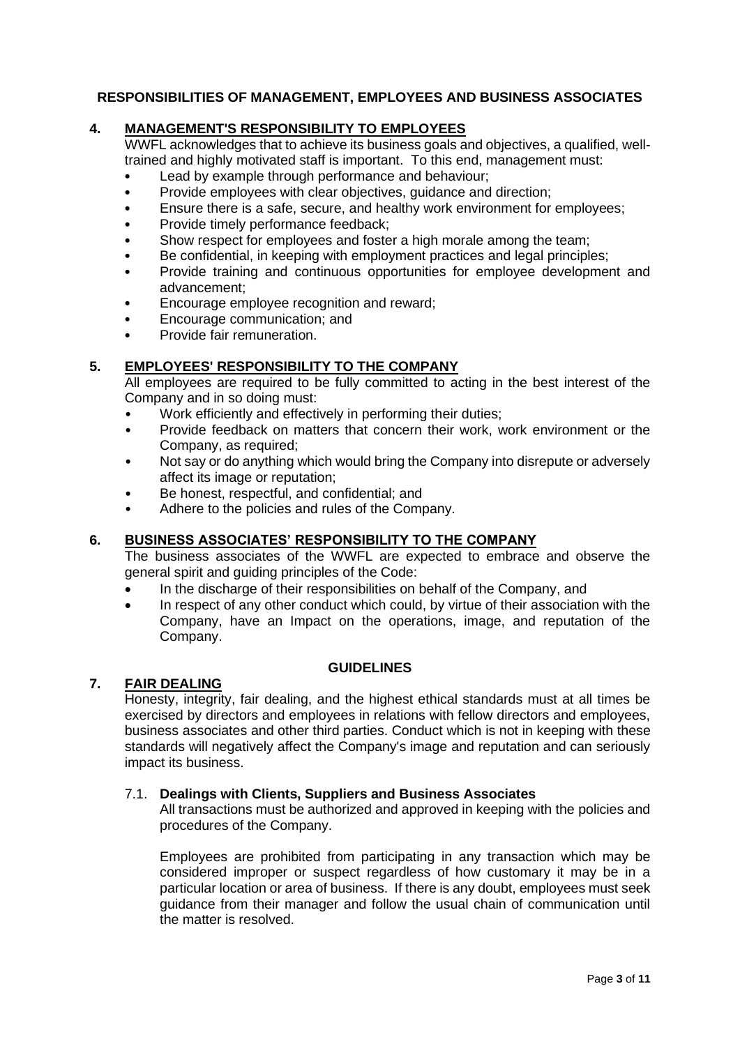**RESPONSIBILITIES OF MANAGEMENT, EMPLOYEES AND BUSINESS ASSOCIATES**

## 4. MANAGEMENT'S RESPONSIBILITY TO EMPLOYEES

WWFL acknowledges that to achieve its business goals and objectives, a qualified, well-trained and highly motivated staff is important. To this end, management must:

- Lead by example through performance and behaviour;
- Provide employees with clear objectives, guidance and direction;
- Ensure there is a safe, secure, and healthy work environment for employees;
- Provide timely performance feedback;
- Show respect for employees and foster a high morale among the team;
- Be confidential, in keeping with employment practices and legal principles;
- Provide training and continuous opportunities for employee development and advancement;
- Encourage employee recognition and reward;
- Encourage communication; and
- Provide fair remuneration.

## 5. EMPLOYEES' RESPONSIBILITY TO THE COMPANY

All employees are required to be fully committed to acting in the best interest of the Company and in so doing must:

- Work efficiently and effectively in performing their duties;
- Provide feedback on matters that concern their work, work environment or the Company, as required;
- Not say or do anything which would bring the Company into disrepute or adversely affect its image or reputation;
- Be honest, respectful, and confidential; and
- Adhere to the policies and rules of the Company.

## 6. BUSINESS ASSOCIATES' RESPONSIBILITY TO THE COMPANY

The business associates of the WWFL are expected to embrace and observe the general spirit and guiding principles of the Code:

- In the discharge of their responsibilities on behalf of the Company, and
- In respect of any other conduct which could, by virtue of their association with the Company, have an Impact on the operations, image, and reputation of the Company.

**GUIDELINES**

## 7. FAIR DEALING

Honesty, integrity, fair dealing, and the highest ethical standards must at all times be exercised by directors and employees in relations with fellow directors and employees, business associates and other third parties. Conduct which is not in keeping with these standards will negatively affect the Company's image and reputation and can seriously impact its business.

### 7.1. Dealings with Clients, Suppliers and Business Associates

All transactions must be authorized and approved in keeping with the policies and procedures of the Company.

Employees are prohibited from participating in any transaction which may be considered improper or suspect regardless of how customary it may be in a particular location or area of business. If there is any doubt, employees must seek guidance from their manager and follow the usual chain of communication until the matter is resolved.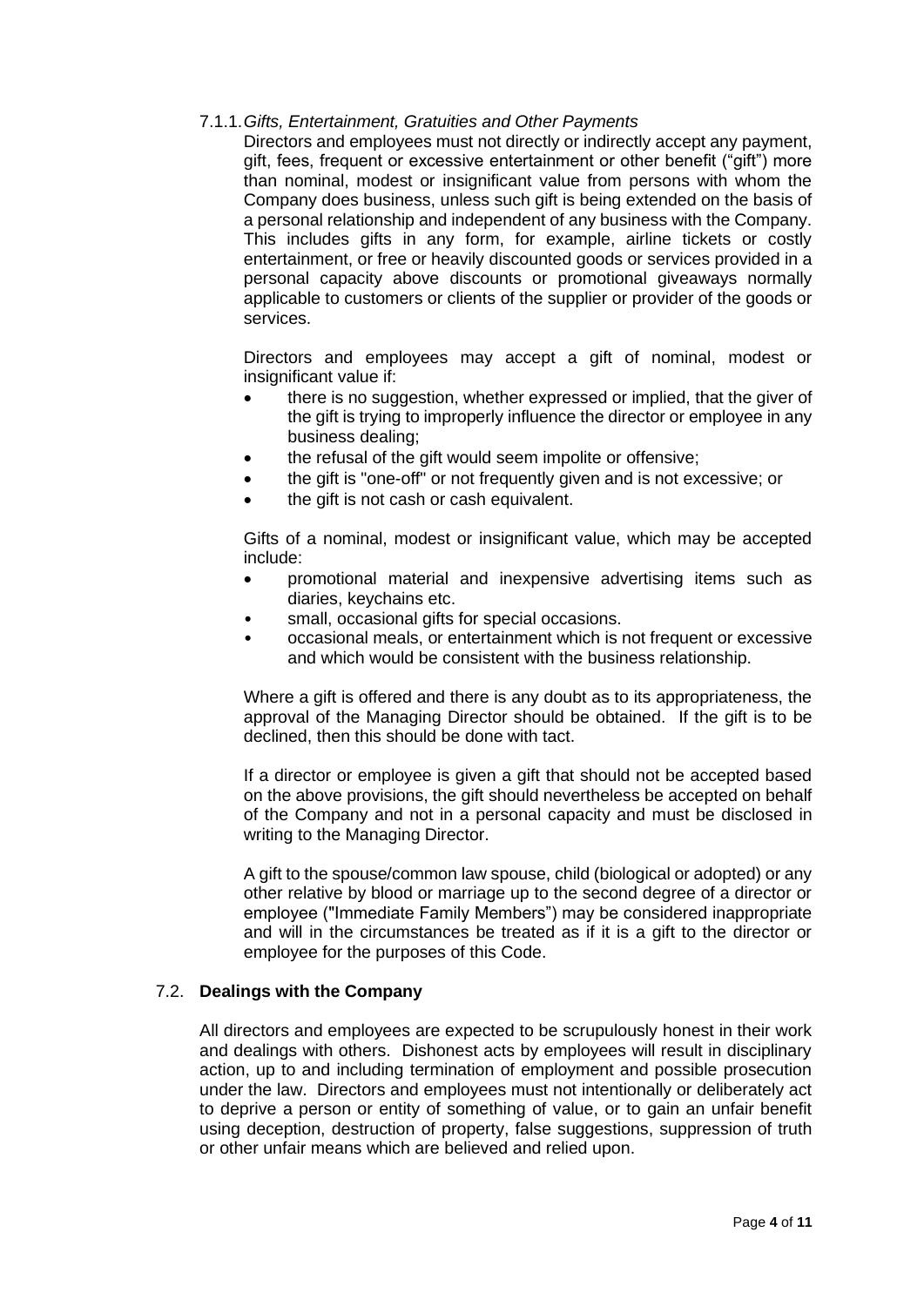#### 7.1.1. *Gifts, Entertainment, Gratuities and Other Payments*

Directors and employees must not directly or indirectly accept any payment, gift, fees, frequent or excessive entertainment or other benefit ("gift") more than nominal, modest or insignificant value from persons with whom the Company does business, unless such gift is being extended on the basis of a personal relationship and independent of any business with the Company. This includes gifts in any form, for example, airline tickets or costly entertainment, or free or heavily discounted goods or services provided in a personal capacity above discounts or promotional giveaways normally applicable to customers or clients of the supplier or provider of the goods or services.

Directors and employees may accept a gift of nominal, modest or insignificant value if:

- there is no suggestion, whether expressed or implied, that the giver of the gift is trying to improperly influence the director or employee in any business dealing;
- the refusal of the gift would seem impolite or offensive;
- the gift is "one-off" or not frequently given and is not excessive; or
- the gift is not cash or cash equivalent.

Gifts of a nominal, modest or insignificant value, which may be accepted include:

- promotional material and inexpensive advertising items such as diaries, keychains etc.
- small, occasional gifts for special occasions.
- occasional meals, or entertainment which is not frequent or excessive and which would be consistent with the business relationship.

Where a gift is offered and there is any doubt as to its appropriateness, the approval of the Managing Director should be obtained. If the gift is to be declined, then this should be done with tact.

If a director or employee is given a gift that should not be accepted based on the above provisions, the gift should nevertheless be accepted on behalf of the Company and not in a personal capacity and must be disclosed in writing to the Managing Director.

A gift to the spouse/common law spouse, child (biological or adopted) or any other relative by blood or marriage up to the second degree of a director or employee ("Immediate Family Members") may be considered inappropriate and will in the circumstances be treated as if it is a gift to the director or employee for the purposes of this Code.

### 7.2. **Dealings with the Company**

All directors and employees are expected to be scrupulously honest in their work and dealings with others. Dishonest acts by employees will result in disciplinary action, up to and including termination of employment and possible prosecution under the law. Directors and employees must not intentionally or deliberately act to deprive a person or entity of something of value, or to gain an unfair benefit using deception, destruction of property, false suggestions, suppression of truth or other unfair means which are believed and relied upon.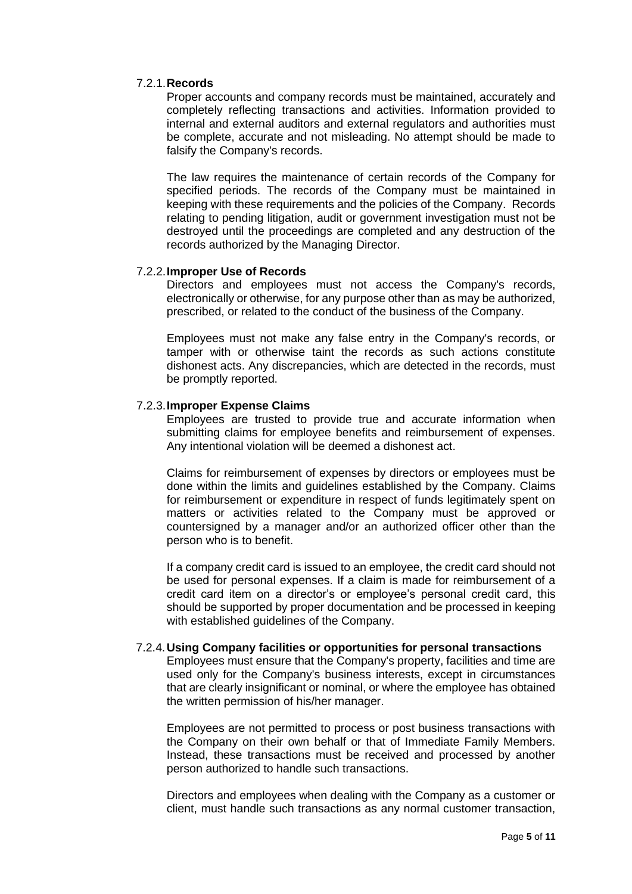#### 7.2.1. **Records**

Proper accounts and company records must be maintained, accurately and completely reflecting transactions and activities. Information provided to internal and external auditors and external regulators and authorities must be complete, accurate and not misleading. No attempt should be made to falsify the Company's records.

The law requires the maintenance of certain records of the Company for specified periods. The records of the Company must be maintained in keeping with these requirements and the policies of the Company. Records relating to pending litigation, audit or government investigation must not be destroyed until the proceedings are completed and any destruction of the records authorized by the Managing Director.

#### 7.2.2. **Improper Use of Records**

Directors and employees must not access the Company's records, electronically or otherwise, for any purpose other than as may be authorized, prescribed, or related to the conduct of the business of the Company.

Employees must not make any false entry in the Company's records, or tamper with or otherwise taint the records as such actions constitute dishonest acts. Any discrepancies, which are detected in the records, must be promptly reported.

#### 7.2.3. **Improper Expense Claims**

Employees are trusted to provide true and accurate information when submitting claims for employee benefits and reimbursement of expenses. Any intentional violation will be deemed a dishonest act.

Claims for reimbursement of expenses by directors or employees must be done within the limits and guidelines established by the Company. Claims for reimbursement or expenditure in respect of funds legitimately spent on matters or activities related to the Company must be approved or countersigned by a manager and/or an authorized officer other than the person who is to benefit.

If a company credit card is issued to an employee, the credit card should not be used for personal expenses. If a claim is made for reimbursement of a credit card item on a director's or employee's personal credit card, this should be supported by proper documentation and be processed in keeping with established guidelines of the Company.

#### 7.2.4. **Using Company facilities or opportunities for personal transactions**

Employees must ensure that the Company's property, facilities and time are used only for the Company's business interests, except in circumstances that are clearly insignificant or nominal, or where the employee has obtained the written permission of his/her manager.

Employees are not permitted to process or post business transactions with the Company on their own behalf or that of Immediate Family Members. Instead, these transactions must be received and processed by another person authorized to handle such transactions.

Directors and employees when dealing with the Company as a customer or client, must handle such transactions as any normal customer transaction,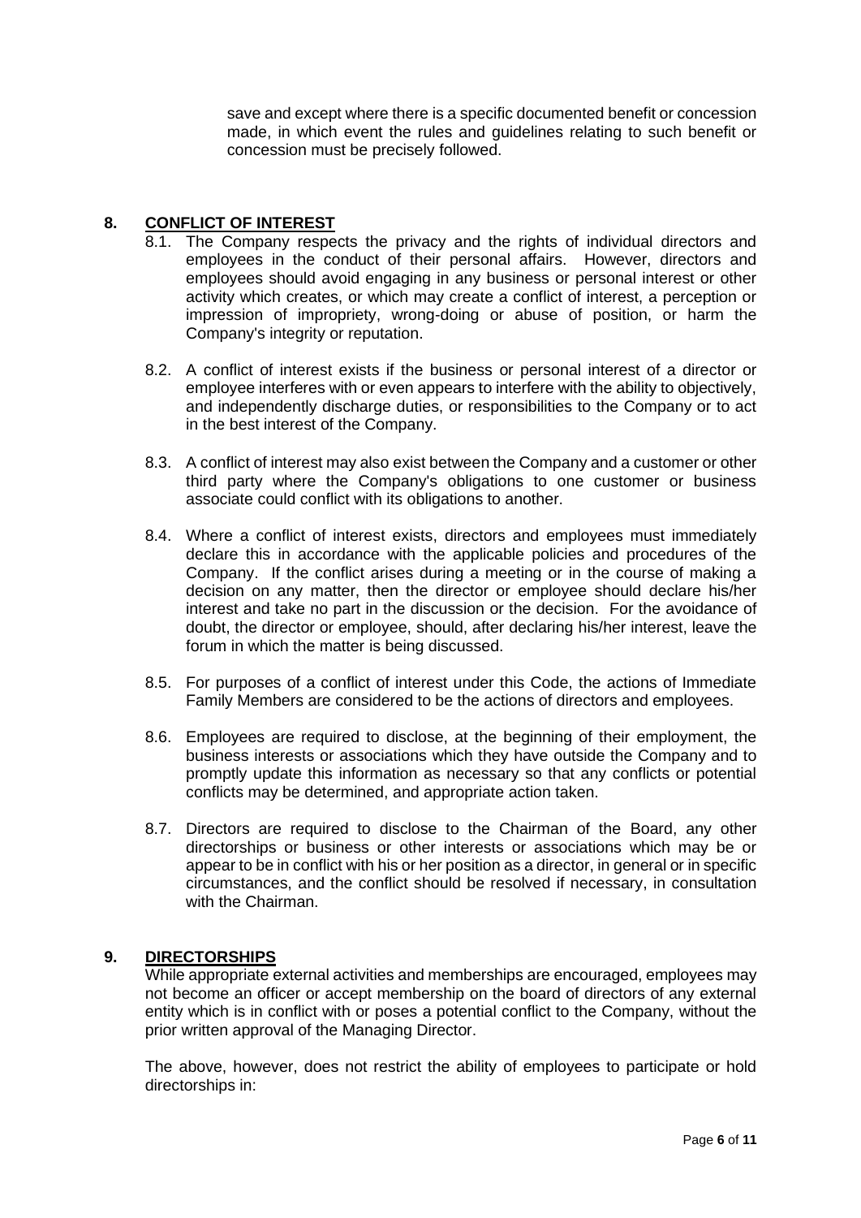save and except where there is a specific documented benefit or concession made, in which event the rules and guidelines relating to such benefit or concession must be precisely followed.

## 8. CONFLICT OF INTEREST

8.1. The Company respects the privacy and the rights of individual directors and employees in the conduct of their personal affairs. However, directors and employees should avoid engaging in any business or personal interest or other activity which creates, or which may create a conflict of interest, a perception or impression of impropriety, wrong-doing or abuse of position, or harm the Company's integrity or reputation.

8.2. A conflict of interest exists if the business or personal interest of a director or employee interferes with or even appears to interfere with the ability to objectively, and independently discharge duties, or responsibilities to the Company or to act in the best interest of the Company.

8.3. A conflict of interest may also exist between the Company and a customer or other third party where the Company's obligations to one customer or business associate could conflict with its obligations to another.

8.4. Where a conflict of interest exists, directors and employees must immediately declare this in accordance with the applicable policies and procedures of the Company. If the conflict arises during a meeting or in the course of making a decision on any matter, then the director or employee should declare his/her interest and take no part in the discussion or the decision. For the avoidance of doubt, the director or employee, should, after declaring his/her interest, leave the forum in which the matter is being discussed.

8.5. For purposes of a conflict of interest under this Code, the actions of Immediate Family Members are considered to be the actions of directors and employees.

8.6. Employees are required to disclose, at the beginning of their employment, the business interests or associations which they have outside the Company and to promptly update this information as necessary so that any conflicts or potential conflicts may be determined, and appropriate action taken.

8.7. Directors are required to disclose to the Chairman of the Board, any other directorships or business or other interests or associations which may be or appear to be in conflict with his or her position as a director, in general or in specific circumstances, and the conflict should be resolved if necessary, in consultation with the Chairman.

## 9. DIRECTORSHIPS

While appropriate external activities and memberships are encouraged, employees may not become an officer or accept membership on the board of directors of any external entity which is in conflict with or poses a potential conflict to the Company, without the prior written approval of the Managing Director.

The above, however, does not restrict the ability of employees to participate or hold directorships in: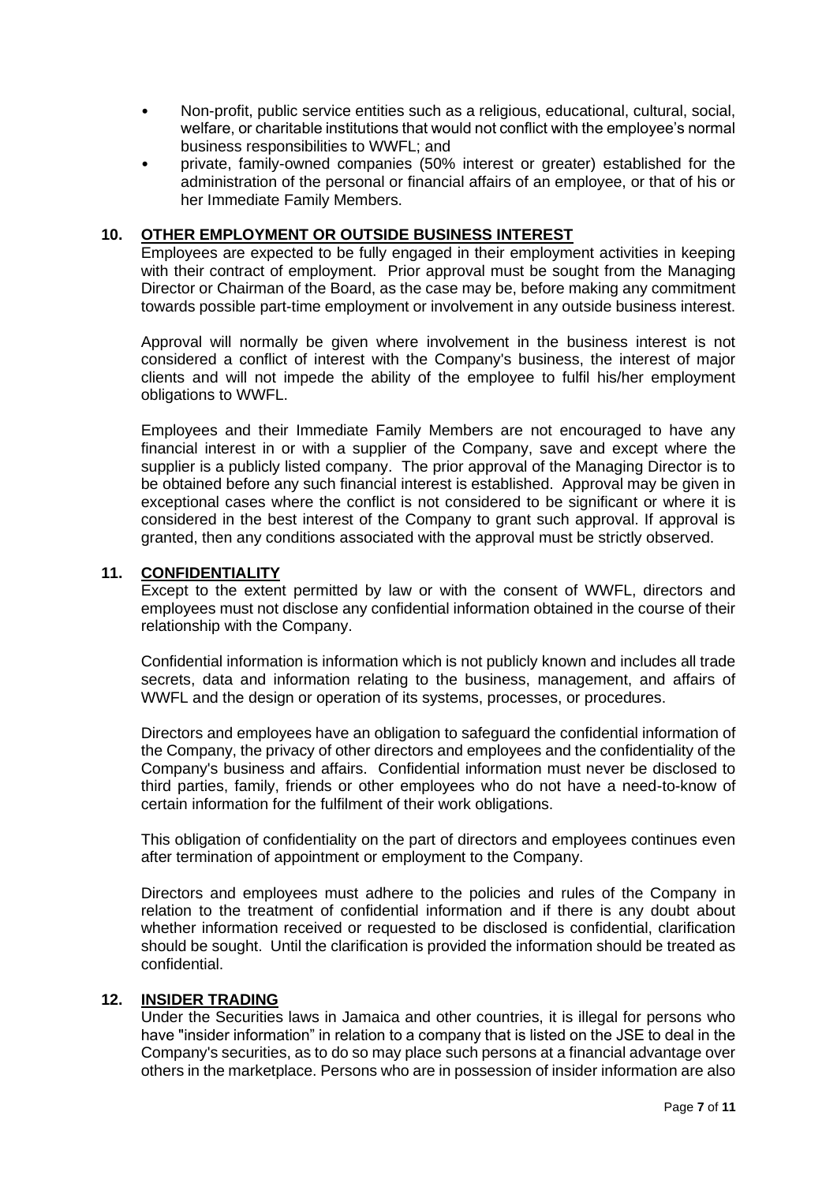- Non-profit, public service entities such as a religious, educational, cultural, social, welfare, or charitable institutions that would not conflict with the employee's normal business responsibilities to WWFL; and
- private, family-owned companies (50% interest or greater) established for the administration of the personal or financial affairs of an employee, or that of his or her Immediate Family Members.

## 10. OTHER EMPLOYMENT OR OUTSIDE BUSINESS INTEREST

Employees are expected to be fully engaged in their employment activities in keeping with their contract of employment. Prior approval must be sought from the Managing Director or Chairman of the Board, as the case may be, before making any commitment towards possible part-time employment or involvement in any outside business interest.

Approval will normally be given where involvement in the business interest is not considered a conflict of interest with the Company's business, the interest of major clients and will not impede the ability of the employee to fulfil his/her employment obligations to WWFL.

Employees and their Immediate Family Members are not encouraged to have any financial interest in or with a supplier of the Company, save and except where the supplier is a publicly listed company. The prior approval of the Managing Director is to be obtained before any such financial interest is established. Approval may be given in exceptional cases where the conflict is not considered to be significant or where it is considered in the best interest of the Company to grant such approval. If approval is granted, then any conditions associated with the approval must be strictly observed.

## 11. CONFIDENTIALITY

Except to the extent permitted by law or with the consent of WWFL, directors and employees must not disclose any confidential information obtained in the course of their relationship with the Company.

Confidential information is information which is not publicly known and includes all trade secrets, data and information relating to the business, management, and affairs of WWFL and the design or operation of its systems, processes, or procedures.

Directors and employees have an obligation to safeguard the confidential information of the Company, the privacy of other directors and employees and the confidentiality of the Company's business and affairs. Confidential information must never be disclosed to third parties, family, friends or other employees who do not have a need-to-know of certain information for the fulfilment of their work obligations.

This obligation of confidentiality on the part of directors and employees continues even after termination of appointment or employment to the Company.

Directors and employees must adhere to the policies and rules of the Company in relation to the treatment of confidential information and if there is any doubt about whether information received or requested to be disclosed is confidential, clarification should be sought. Until the clarification is provided the information should be treated as confidential.

## 12. INSIDER TRADING

Under the Securities laws in Jamaica and other countries, it is illegal for persons who have "insider information" in relation to a company that is listed on the JSE to deal in the Company's securities, as to do so may place such persons at a financial advantage over others in the marketplace. Persons who are in possession of insider information are also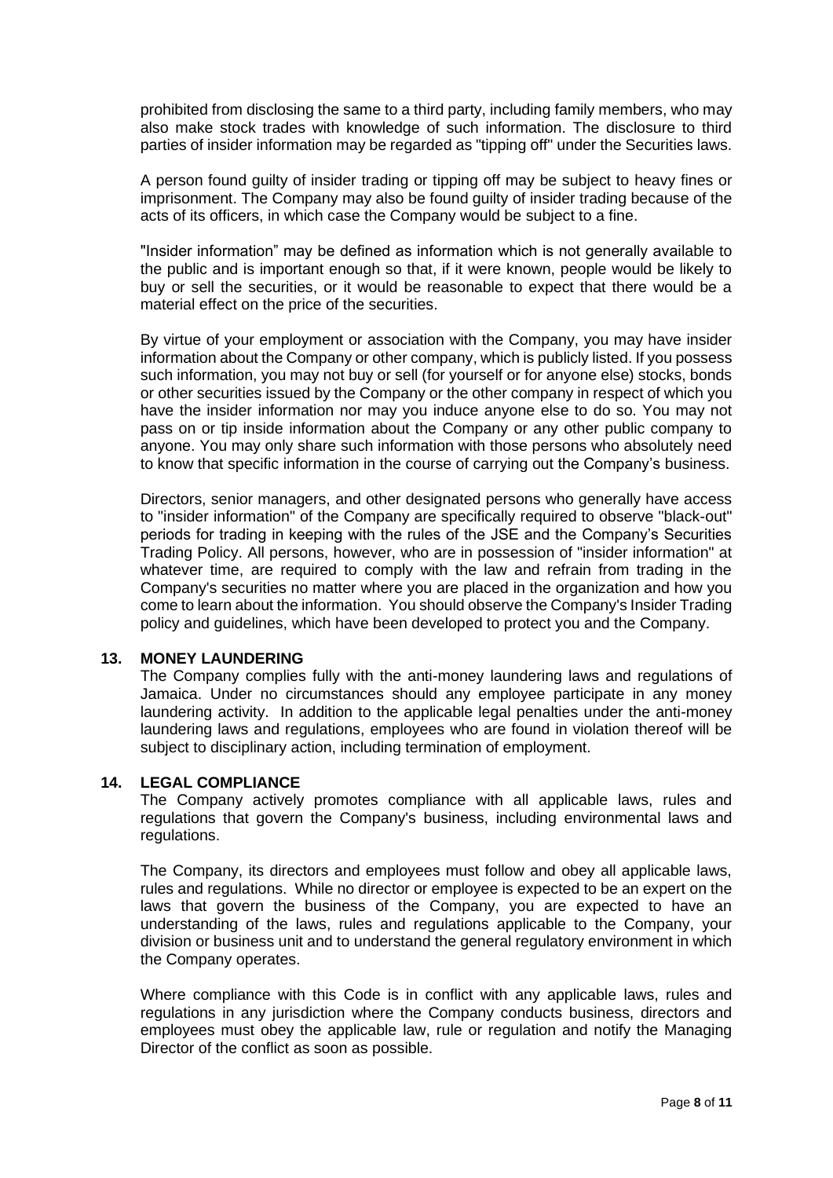prohibited from disclosing the same to a third party, including family members, who may also make stock trades with knowledge of such information. The disclosure to third parties of insider information may be regarded as "tipping off" under the Securities laws.

A person found guilty of insider trading or tipping off may be subject to heavy fines or imprisonment. The Company may also be found guilty of insider trading because of the acts of its officers, in which case the Company would be subject to a fine.

"Insider information" may be defined as information which is not generally available to the public and is important enough so that, if it were known, people would be likely to buy or sell the securities, or it would be reasonable to expect that there would be a material effect on the price of the securities.

By virtue of your employment or association with the Company, you may have insider information about the Company or other company, which is publicly listed. If you possess such information, you may not buy or sell (for yourself or for anyone else) stocks, bonds or other securities issued by the Company or the other company in respect of which you have the insider information nor may you induce anyone else to do so. You may not pass on or tip inside information about the Company or any other public company to anyone. You may only share such information with those persons who absolutely need to know that specific information in the course of carrying out the Company's business.

Directors, senior managers, and other designated persons who generally have access to "insider information" of the Company are specifically required to observe "black-out" periods for trading in keeping with the rules of the JSE and the Company's Securities Trading Policy. All persons, however, who are in possession of "insider information" at whatever time, are required to comply with the law and refrain from trading in the Company's securities no matter where you are placed in the organization and how you come to learn about the information. You should observe the Company's Insider Trading policy and guidelines, which have been developed to protect you and the Company.

## 13. MONEY LAUNDERING

The Company complies fully with the anti-money laundering laws and regulations of Jamaica. Under no circumstances should any employee participate in any money laundering activity. In addition to the applicable legal penalties under the anti-money laundering laws and regulations, employees who are found in violation thereof will be subject to disciplinary action, including termination of employment.

## 14. LEGAL COMPLIANCE

The Company actively promotes compliance with all applicable laws, rules and regulations that govern the Company's business, including environmental laws and regulations.

The Company, its directors and employees must follow and obey all applicable laws, rules and regulations. While no director or employee is expected to be an expert on the laws that govern the business of the Company, you are expected to have an understanding of the laws, rules and regulations applicable to the Company, your division or business unit and to understand the general regulatory environment in which the Company operates.

Where compliance with this Code is in conflict with any applicable laws, rules and regulations in any jurisdiction where the Company conducts business, directors and employees must obey the applicable law, rule or regulation and notify the Managing Director of the conflict as soon as possible.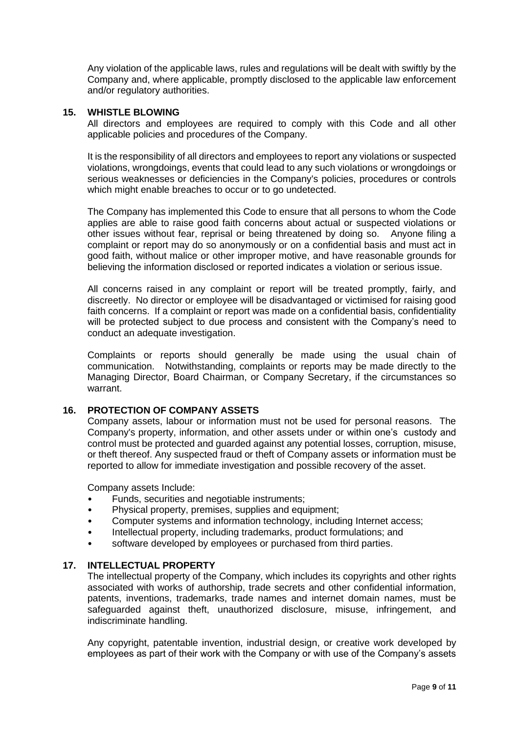Any violation of the applicable laws, rules and regulations will be dealt with swiftly by the Company and, where applicable, promptly disclosed to the applicable law enforcement and/or regulatory authorities.

## 15. WHISTLE BLOWING

All directors and employees are required to comply with this Code and all other applicable policies and procedures of the Company.

It is the responsibility of all directors and employees to report any violations or suspected violations, wrongdoings, events that could lead to any such violations or wrongdoings or serious weaknesses or deficiencies in the Company's policies, procedures or controls which might enable breaches to occur or to go undetected.

The Company has implemented this Code to ensure that all persons to whom the Code applies are able to raise good faith concerns about actual or suspected violations or other issues without fear, reprisal or being threatened by doing so. Anyone filing a complaint or report may do so anonymously or on a confidential basis and must act in good faith, without malice or other improper motive, and have reasonable grounds for believing the information disclosed or reported indicates a violation or serious issue.

All concerns raised in any complaint or report will be treated promptly, fairly, and discreetly. No director or employee will be disadvantaged or victimised for raising good faith concerns. If a complaint or report was made on a confidential basis, confidentiality will be protected subject to due process and consistent with the Company's need to conduct an adequate investigation.

Complaints or reports should generally be made using the usual chain of communication. Notwithstanding, complaints or reports may be made directly to the Managing Director, Board Chairman, or Company Secretary, if the circumstances so warrant.

## 16. PROTECTION OF COMPANY ASSETS

Company assets, labour or information must not be used for personal reasons. The Company's property, information, and other assets under or within one's custody and control must be protected and guarded against any potential losses, corruption, misuse, or theft thereof. Any suspected fraud or theft of Company assets or information must be reported to allow for immediate investigation and possible recovery of the asset.

Company assets Include:

- Funds, securities and negotiable instruments;
- Physical property, premises, supplies and equipment;
- Computer systems and information technology, including Internet access;
- Intellectual property, including trademarks, product formulations; and
- software developed by employees or purchased from third parties.

## 17. INTELLECTUAL PROPERTY

The intellectual property of the Company, which includes its copyrights and other rights associated with works of authorship, trade secrets and other confidential information, patents, inventions, trademarks, trade names and internet domain names, must be safeguarded against theft, unauthorized disclosure, misuse, infringement, and indiscriminate handling.

Any copyright, patentable invention, industrial design, or creative work developed by employees as part of their work with the Company or with use of the Company's assets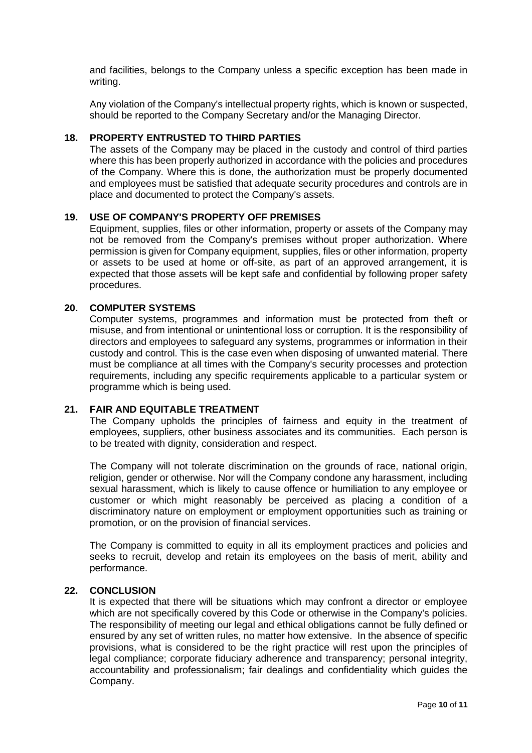and facilities, belongs to the Company unless a specific exception has been made in writing.

Any violation of the Company's intellectual property rights, which is known or suspected, should be reported to the Company Secretary and/or the Managing Director.

## 18. PROPERTY ENTRUSTED TO THIRD PARTIES

The assets of the Company may be placed in the custody and control of third parties where this has been properly authorized in accordance with the policies and procedures of the Company. Where this is done, the authorization must be properly documented and employees must be satisfied that adequate security procedures and controls are in place and documented to protect the Company's assets.

## 19. USE OF COMPANY'S PROPERTY OFF PREMISES

Equipment, supplies, files or other information, property or assets of the Company may not be removed from the Company's premises without proper authorization. Where permission is given for Company equipment, supplies, files or other information, property or assets to be used at home or off-site, as part of an approved arrangement, it is expected that those assets will be kept safe and confidential by following proper safety procedures.

## 20. COMPUTER SYSTEMS

Computer systems, programmes and information must be protected from theft or misuse, and from intentional or unintentional loss or corruption. It is the responsibility of directors and employees to safeguard any systems, programmes or information in their custody and control. This is the case even when disposing of unwanted material. There must be compliance at all times with the Company's security processes and protection requirements, including any specific requirements applicable to a particular system or programme which is being used.

## 21. FAIR AND EQUITABLE TREATMENT

The Company upholds the principles of fairness and equity in the treatment of employees, suppliers, other business associates and its communities. Each person is to be treated with dignity, consideration and respect.

The Company will not tolerate discrimination on the grounds of race, national origin, religion, gender or otherwise. Nor will the Company condone any harassment, including sexual harassment, which is likely to cause offence or humiliation to any employee or customer or which might reasonably be perceived as placing a condition of a discriminatory nature on employment or employment opportunities such as training or promotion, or on the provision of financial services.

The Company is committed to equity in all its employment practices and policies and seeks to recruit, develop and retain its employees on the basis of merit, ability and performance.

## 22. CONCLUSION

It is expected that there will be situations which may confront a director or employee which are not specifically covered by this Code or otherwise in the Company's policies. The responsibility of meeting our legal and ethical obligations cannot be fully defined or ensured by any set of written rules, no matter how extensive. In the absence of specific provisions, what is considered to be the right practice will rest upon the principles of legal compliance; corporate fiduciary adherence and transparency; personal integrity, accountability and professionalism; fair dealings and confidentiality which guides the Company.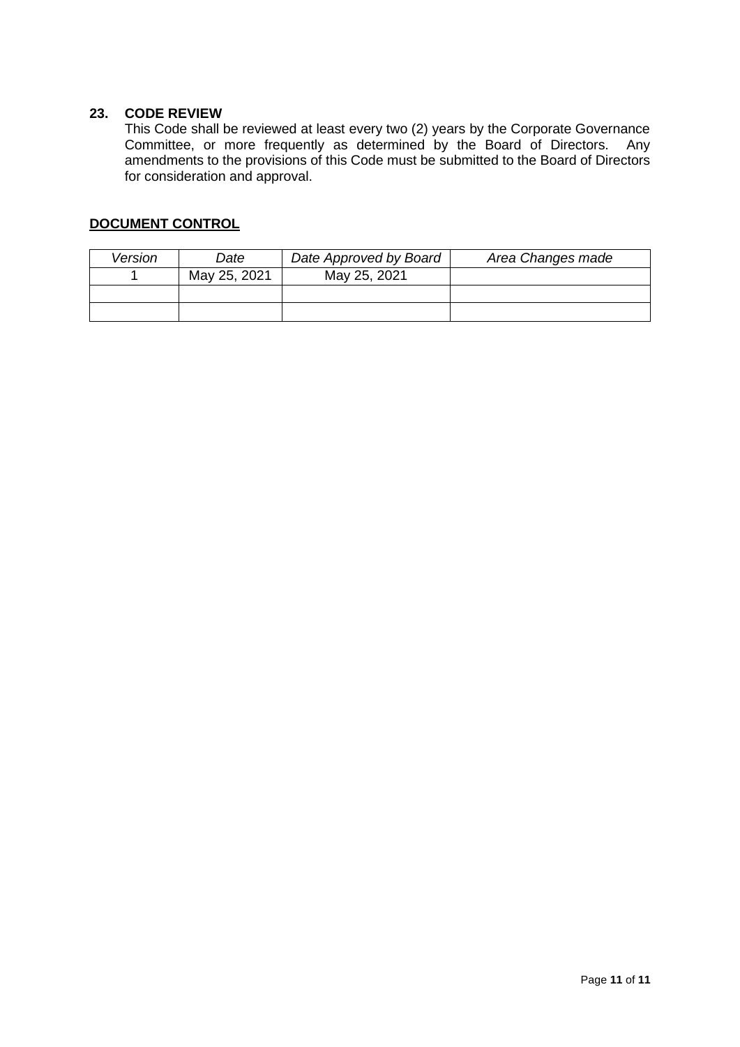## 23. CODE REVIEW

This Code shall be reviewed at least every two (2) years by the Corporate Governance Committee, or more frequently as determined by the Board of Directors. Any amendments to the provisions of this Code must be submitted to the Board of Directors for consideration and approval.

**DOCUMENT CONTROL**

| *Version* | *Date* | *Date Approved by Board* | *Area Changes made* |
|---|---|---|---|
| 1 | May 25, 2021 | May 25, 2021 | |
| | | | |
| | | | |